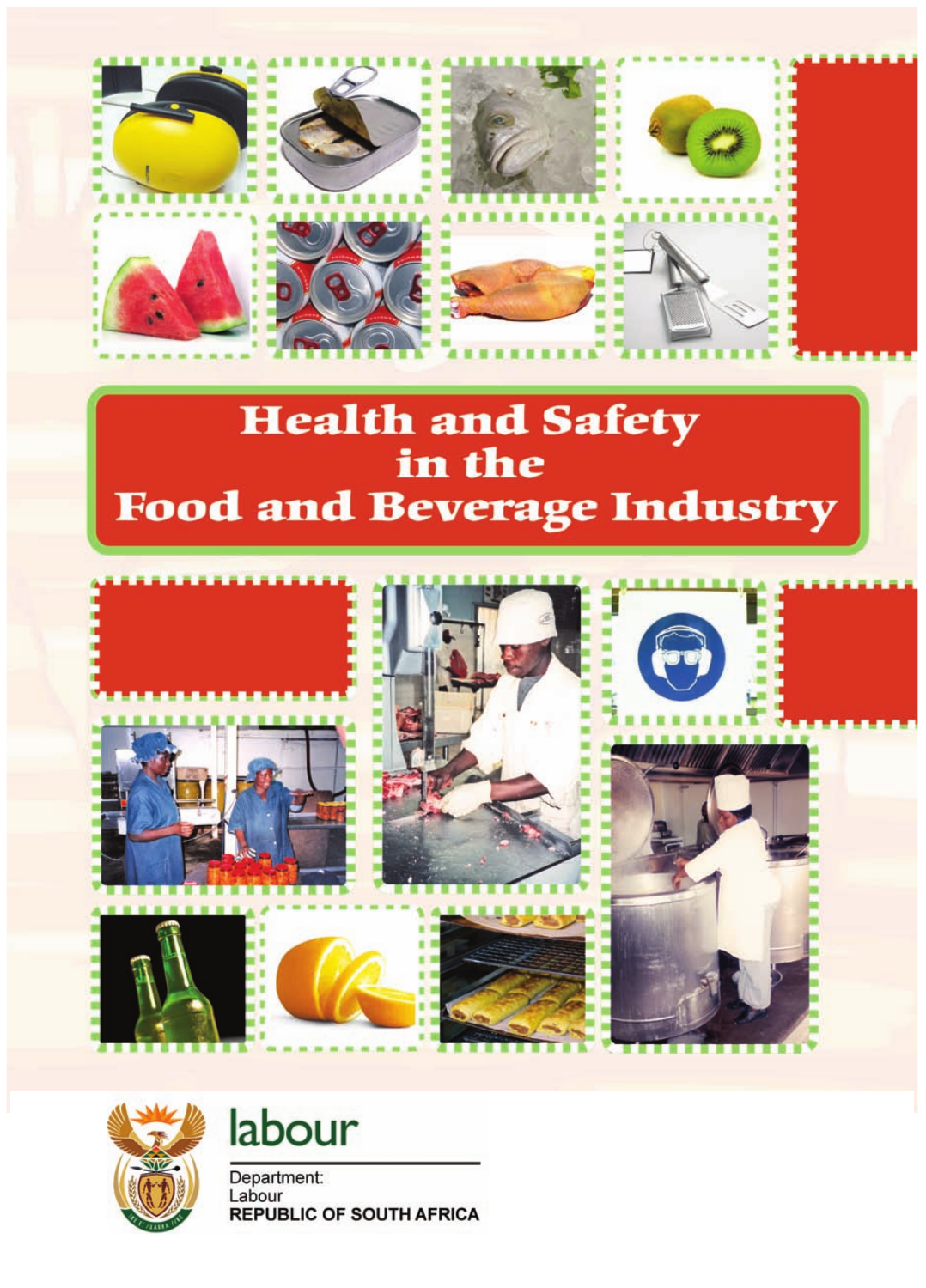# Health and Safety in the Food and Beverage Industry

labour

Department:
Labour
REPUBLIC OF SOUTH AFRICA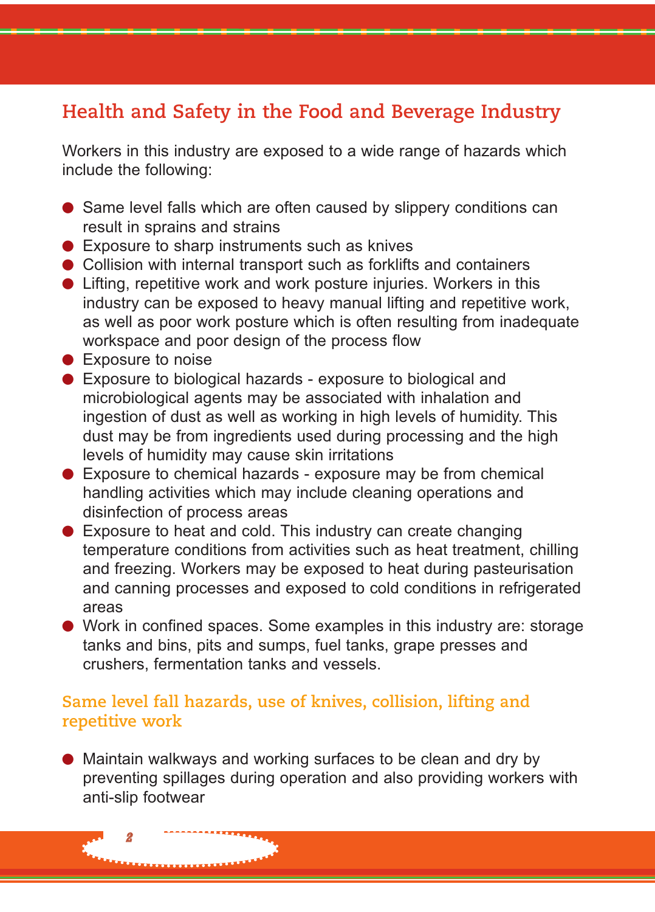## Health and Safety in the Food and Beverage Industry

Workers in this industry are exposed to a wide range of hazards which include the following:

- Same level falls which are often caused by slippery conditions can result in sprains and strains
- Exposure to sharp instruments such as knives
- Collision with internal transport such as forklifts and containers
- Lifting, repetitive work and work posture injuries. Workers in this industry can be exposed to heavy manual lifting and repetitive work, as well as poor work posture which is often resulting from inadequate workspace and poor design of the process flow
- Exposure to noise
- Exposure to biological hazards - exposure to biological and microbiological agents may be associated with inhalation and ingestion of dust as well as working in high levels of humidity. This dust may be from ingredients used during processing and the high levels of humidity may cause skin irritations
- Exposure to chemical hazards - exposure may be from chemical handling activities which may include cleaning operations and disinfection of process areas
- Exposure to heat and cold. This industry can create changing temperature conditions from activities such as heat treatment, chilling and freezing. Workers may be exposed to heat during pasteurisation and canning processes and exposed to cold conditions in refrigerated areas
- Work in confined spaces. Some examples in this industry are: storage tanks and bins, pits and sumps, fuel tanks, grape presses and crushers, fermentation tanks and vessels.

### Same level fall hazards, use of knives, collision, lifting and repetitive work

- Maintain walkways and working surfaces to be clean and dry by preventing spillages during operation and also providing workers with anti-slip footwear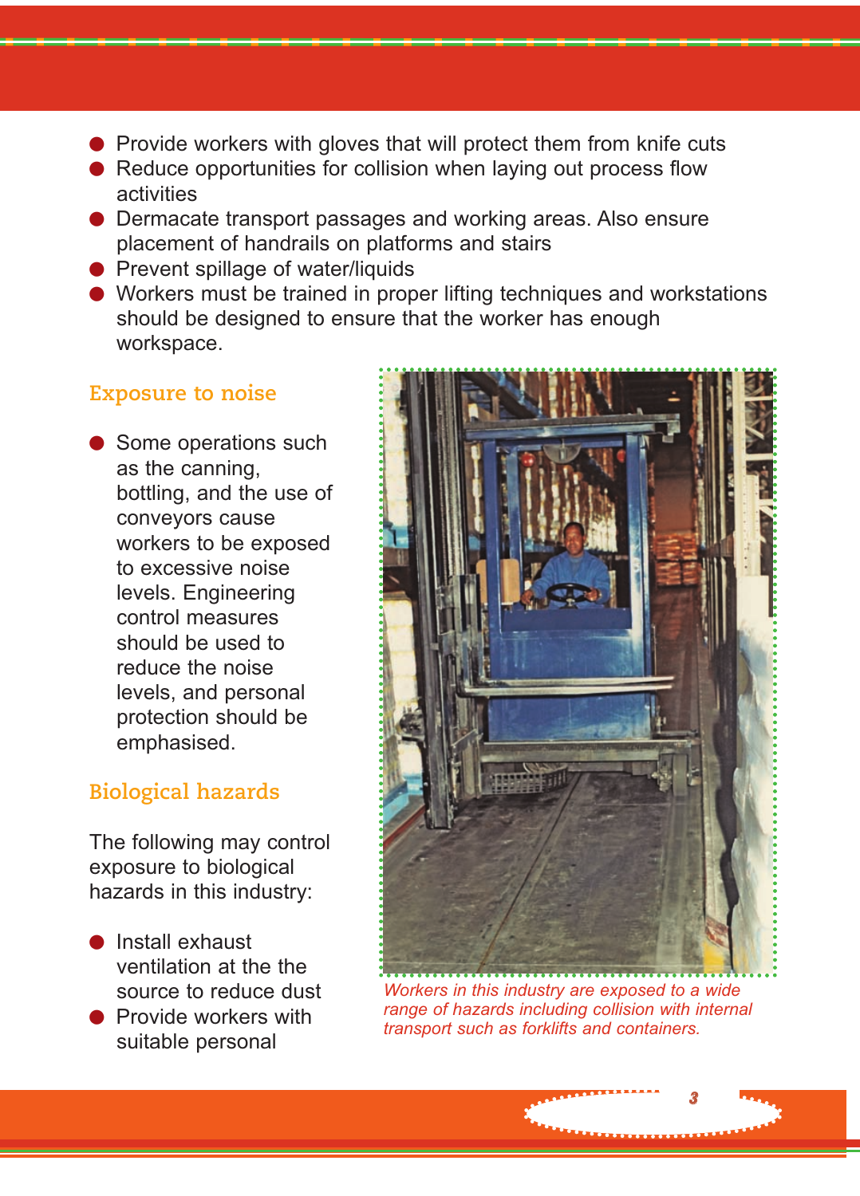- Provide workers with gloves that will protect them from knife cuts
- Reduce opportunities for collision when laying out process flow activities
- Dermacate transport passages and working areas. Also ensure placement of handrails on platforms and stairs
- Prevent spillage of water/liquids
- Workers must be trained in proper lifting techniques and workstations should be designed to ensure that the worker has enough workspace.

## Exposure to noise

- Some operations such as the canning, bottling, and the use of conveyors cause workers to be exposed to excessive noise levels. Engineering control measures should be used to reduce the noise levels, and personal protection should be emphasised.

## Biological hazards

The following may control exposure to biological hazards in this industry:

- Install exhaust ventilation at the the source to reduce dust
- Provide workers with suitable personal

*Workers in this industry are exposed to a wide range of hazards including collision with internal transport such as forklifts and containers.*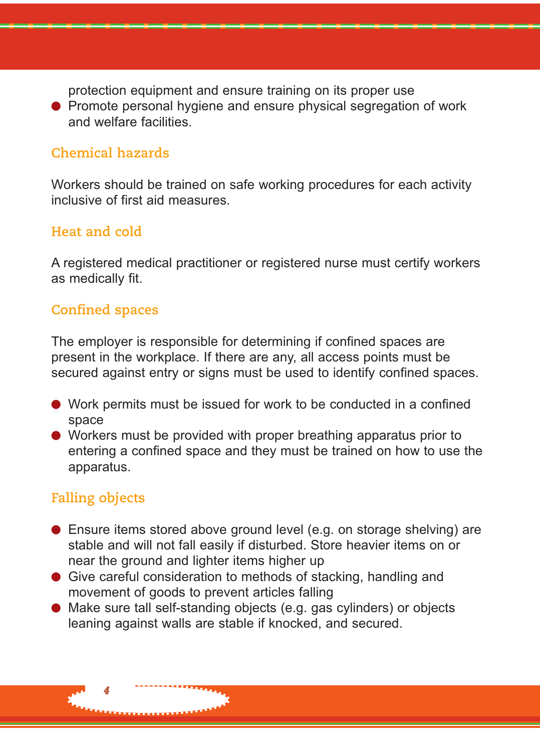protection equipment and ensure training on its proper use
- Promote personal hygiene and ensure physical segregation of work and welfare facilities.

## Chemical hazards

Workers should be trained on safe working procedures for each activity inclusive of first aid measures.

## Heat and cold

A registered medical practitioner or registered nurse must certify workers as medically fit.

## Confined spaces

The employer is responsible for determining if confined spaces are present in the workplace. If there are any, all access points must be secured against entry or signs must be used to identify confined spaces.

- Work permits must be issued for work to be conducted in a confined space
- Workers must be provided with proper breathing apparatus prior to entering a confined space and they must be trained on how to use the apparatus.

## Falling objects

- Ensure items stored above ground level (e.g. on storage shelving) are stable and will not fall easily if disturbed. Store heavier items on or near the ground and lighter items higher up
- Give careful consideration to methods of stacking, handling and movement of goods to prevent articles falling
- Make sure tall self-standing objects (e.g. gas cylinders) or objects leaning against walls are stable if knocked, and secured.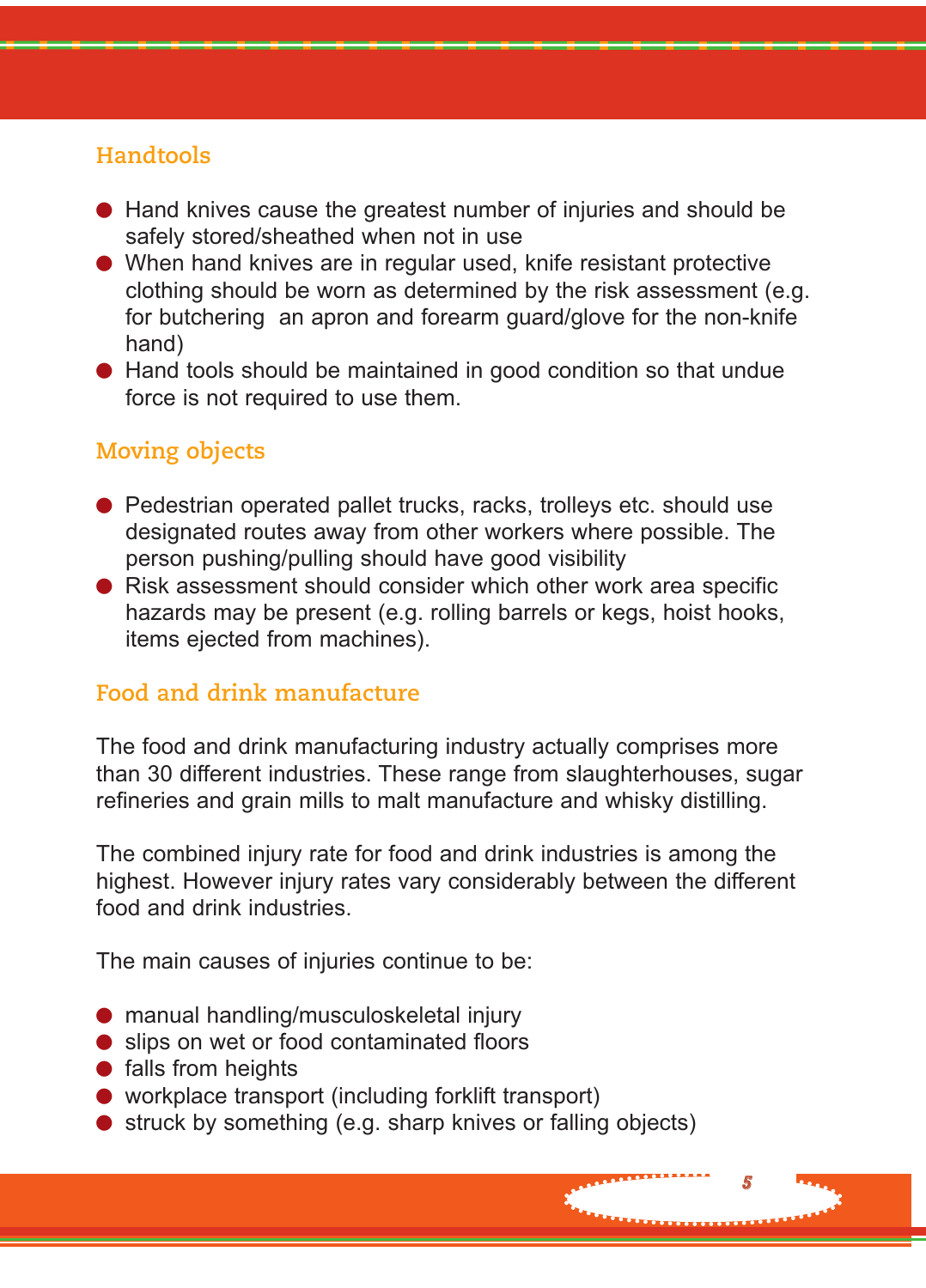## Handtools

- Hand knives cause the greatest number of injuries and should be safely stored/sheathed when not in use
- When hand knives are in regular used, knife resistant protective clothing should be worn as determined by the risk assessment (e.g. for butchering an apron and forearm guard/glove for the non-knife hand)
- Hand tools should be maintained in good condition so that undue force is not required to use them.

## Moving objects

- Pedestrian operated pallet trucks, racks, trolleys etc. should use designated routes away from other workers where possible. The person pushing/pulling should have good visibility
- Risk assessment should consider which other work area specific hazards may be present (e.g. rolling barrels or kegs, hoist hooks, items ejected from machines).

## Food and drink manufacture

The food and drink manufacturing industry actually comprises more than 30 different industries. These range from slaughterhouses, sugar refineries and grain mills to malt manufacture and whisky distilling.

The combined injury rate for food and drink industries is among the highest. However injury rates vary considerably between the different food and drink industries.

The main causes of injuries continue to be:

- manual handling/musculoskeletal injury
- slips on wet or food contaminated floors
- falls from heights
- workplace transport (including forklift transport)
- struck by something (e.g. sharp knives or falling objects)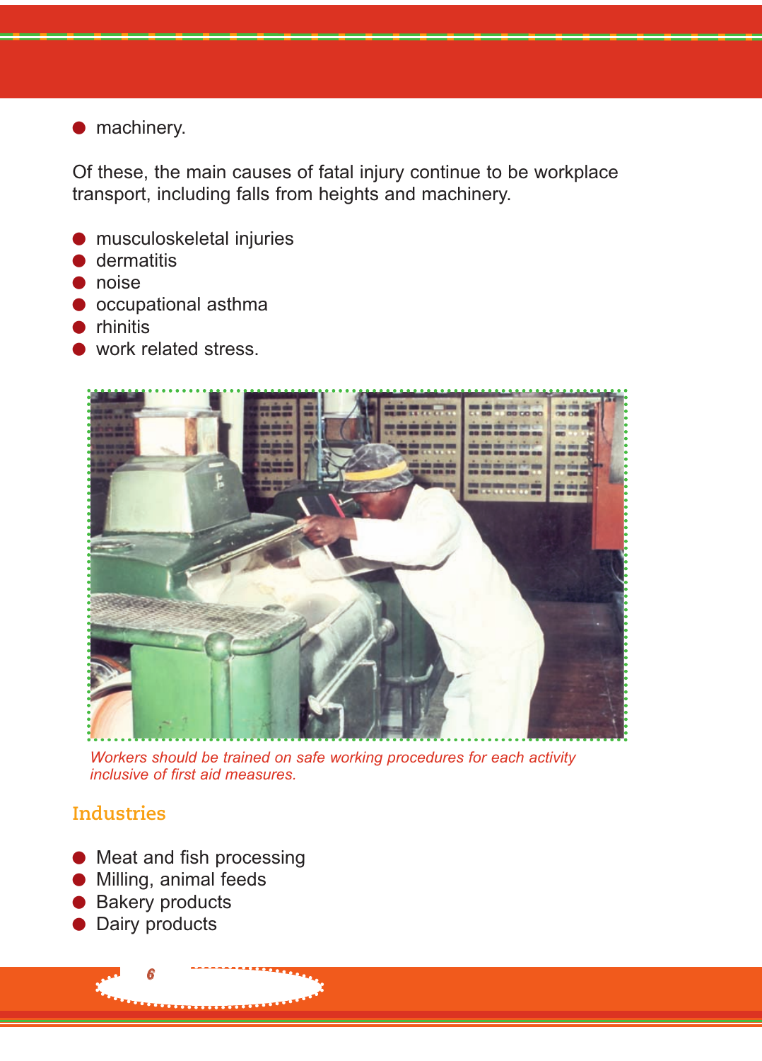- machinery.

Of these, the main causes of fatal injury continue to be workplace transport, including falls from heights and machinery.

- musculoskeletal injuries
- dermatitis
- noise
- occupational asthma
- rhinitis
- work related stress.

*Workers should be trained on safe working procedures for each activity inclusive of first aid measures.*

## Industries

- Meat and fish processing
- Milling, animal feeds
- Bakery products
- Dairy products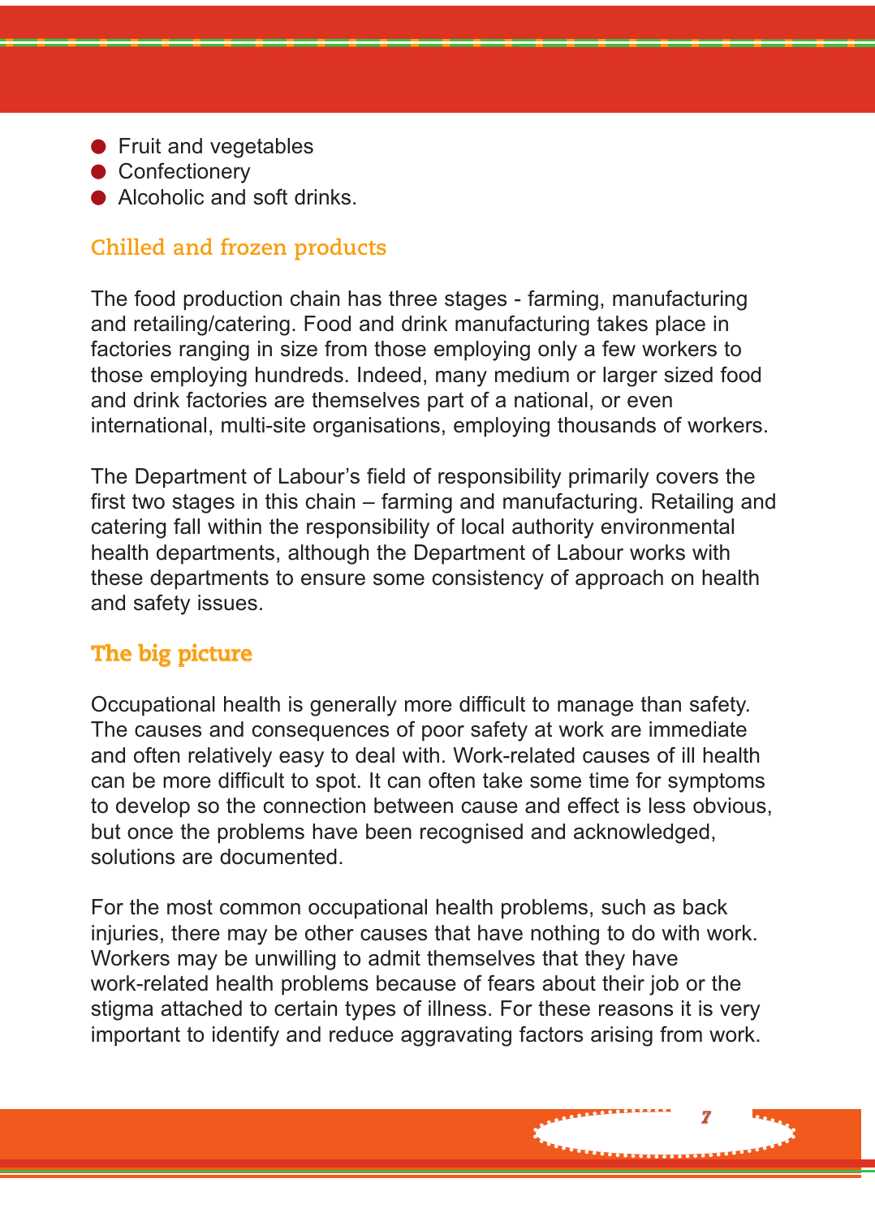- Fruit and vegetables
- Confectionery
- Alcoholic and soft drinks.

## Chilled and frozen products

The food production chain has three stages - farming, manufacturing and retailing/catering. Food and drink manufacturing takes place in factories ranging in size from those employing only a few workers to those employing hundreds. Indeed, many medium or larger sized food and drink factories are themselves part of a national, or even international, multi-site organisations, employing thousands of workers.

The Department of Labour's field of responsibility primarily covers the first two stages in this chain – farming and manufacturing. Retailing and catering fall within the responsibility of local authority environmental health departments, although the Department of Labour works with these departments to ensure some consistency of approach on health and safety issues.

## The big picture

Occupational health is generally more difficult to manage than safety. The causes and consequences of poor safety at work are immediate and often relatively easy to deal with. Work-related causes of ill health can be more difficult to spot. It can often take some time for symptoms to develop so the connection between cause and effect is less obvious, but once the problems have been recognised and acknowledged, solutions are documented.

For the most common occupational health problems, such as back injuries, there may be other causes that have nothing to do with work. Workers may be unwilling to admit themselves that they have work-related health problems because of fears about their job or the stigma attached to certain types of illness. For these reasons it is very important to identify and reduce aggravating factors arising from work.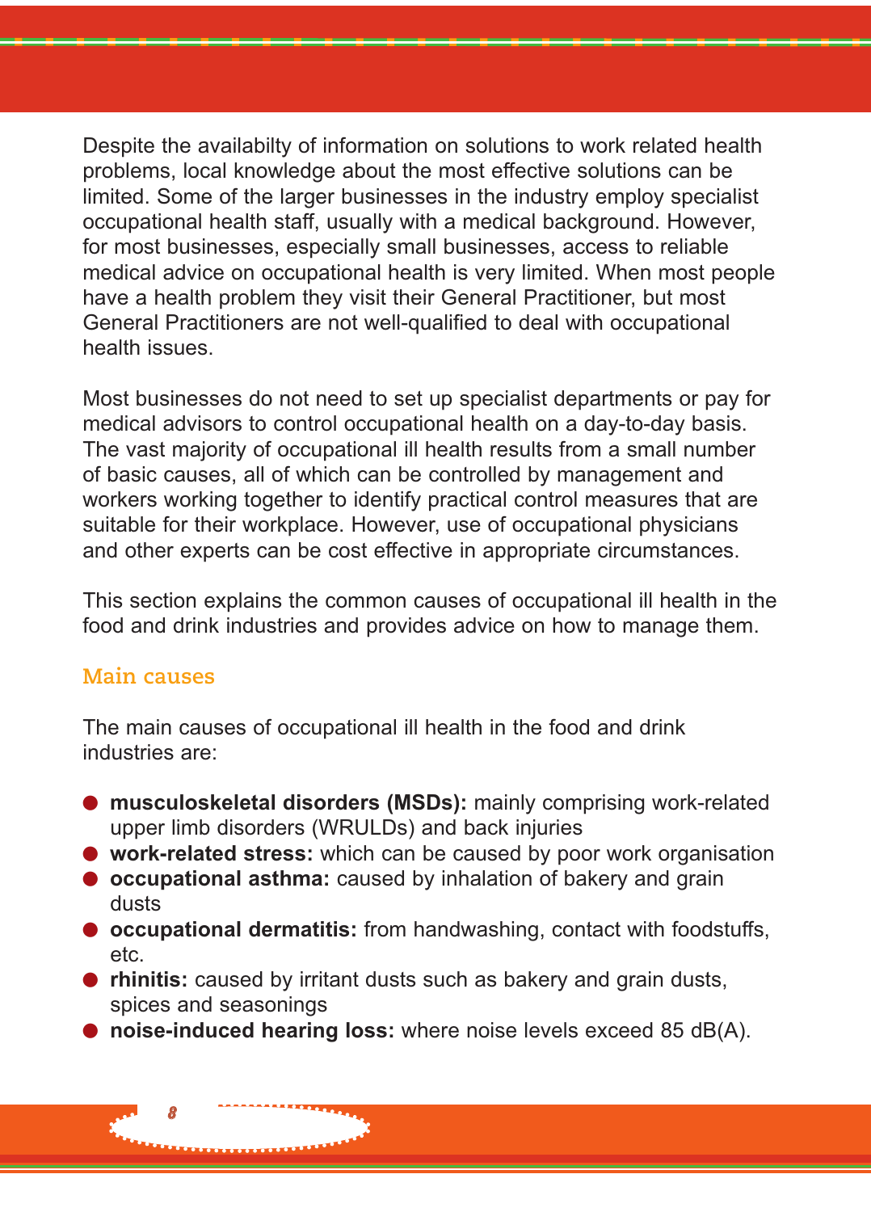Despite the availabilty of information on solutions to work related health problems, local knowledge about the most effective solutions can be limited. Some of the larger businesses in the industry employ specialist occupational health staff, usually with a medical background. However, for most businesses, especially small businesses, access to reliable medical advice on occupational health is very limited. When most people have a health problem they visit their General Practitioner, but most General Practitioners are not well-qualified to deal with occupational health issues.

Most businesses do not need to set up specialist departments or pay for medical advisors to control occupational health on a day-to-day basis. The vast majority of occupational ill health results from a small number of basic causes, all of which can be controlled by management and workers working together to identify practical control measures that are suitable for their workplace. However, use of occupational physicians and other experts can be cost effective in appropriate circumstances.

This section explains the common causes of occupational ill health in the food and drink industries and provides advice on how to manage them.

## Main causes

The main causes of occupational ill health in the food and drink industries are:

- **musculoskeletal disorders (MSDs):** mainly comprising work-related upper limb disorders (WRULDs) and back injuries
- **work-related stress:** which can be caused by poor work organisation
- **occupational asthma:** caused by inhalation of bakery and grain dusts
- **occupational dermatitis:** from handwashing, contact with foodstuffs, etc.
- **rhinitis:** caused by irritant dusts such as bakery and grain dusts, spices and seasonings
- **noise-induced hearing loss:** where noise levels exceed 85 dB(A).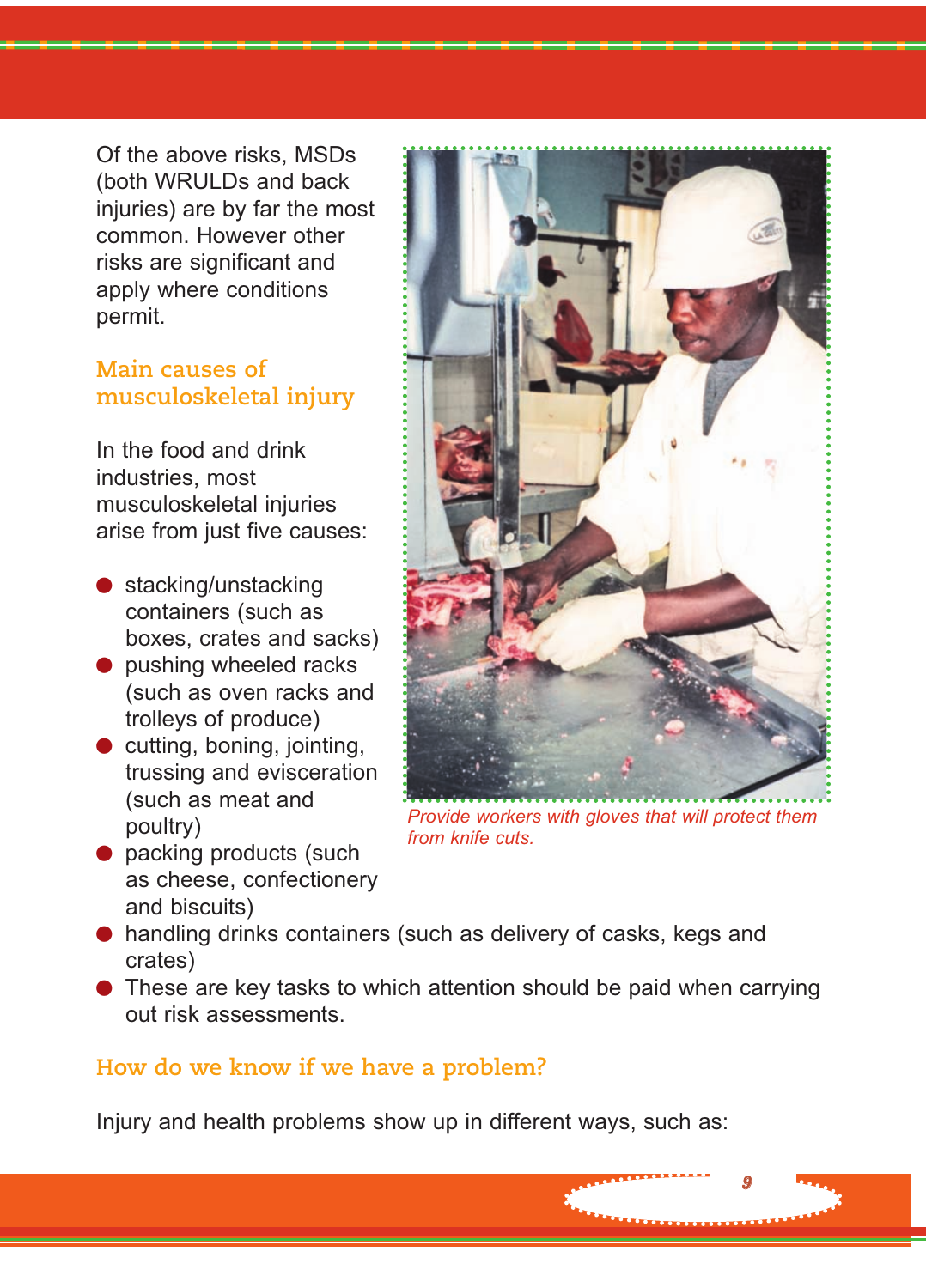Of the above risks, MSDs (both WRULDs and back injuries) are by far the most common. However other risks are significant and apply where conditions permit.

## Main causes of musculoskeletal injury

In the food and drink industries, most musculoskeletal injuries arise from just five causes:

- stacking/unstacking containers (such as boxes, crates and sacks)
- pushing wheeled racks (such as oven racks and trolleys of produce)
- cutting, boning, jointing, trussing and evisceration (such as meat and poultry)
- packing products (such as cheese, confectionery and biscuits)
- handling drinks containers (such as delivery of casks, kegs and crates)
- These are key tasks to which attention should be paid when carrying out risk assessments.

*Provide workers with gloves that will protect them from knife cuts.*

## How do we know if we have a problem?

Injury and health problems show up in different ways, such as: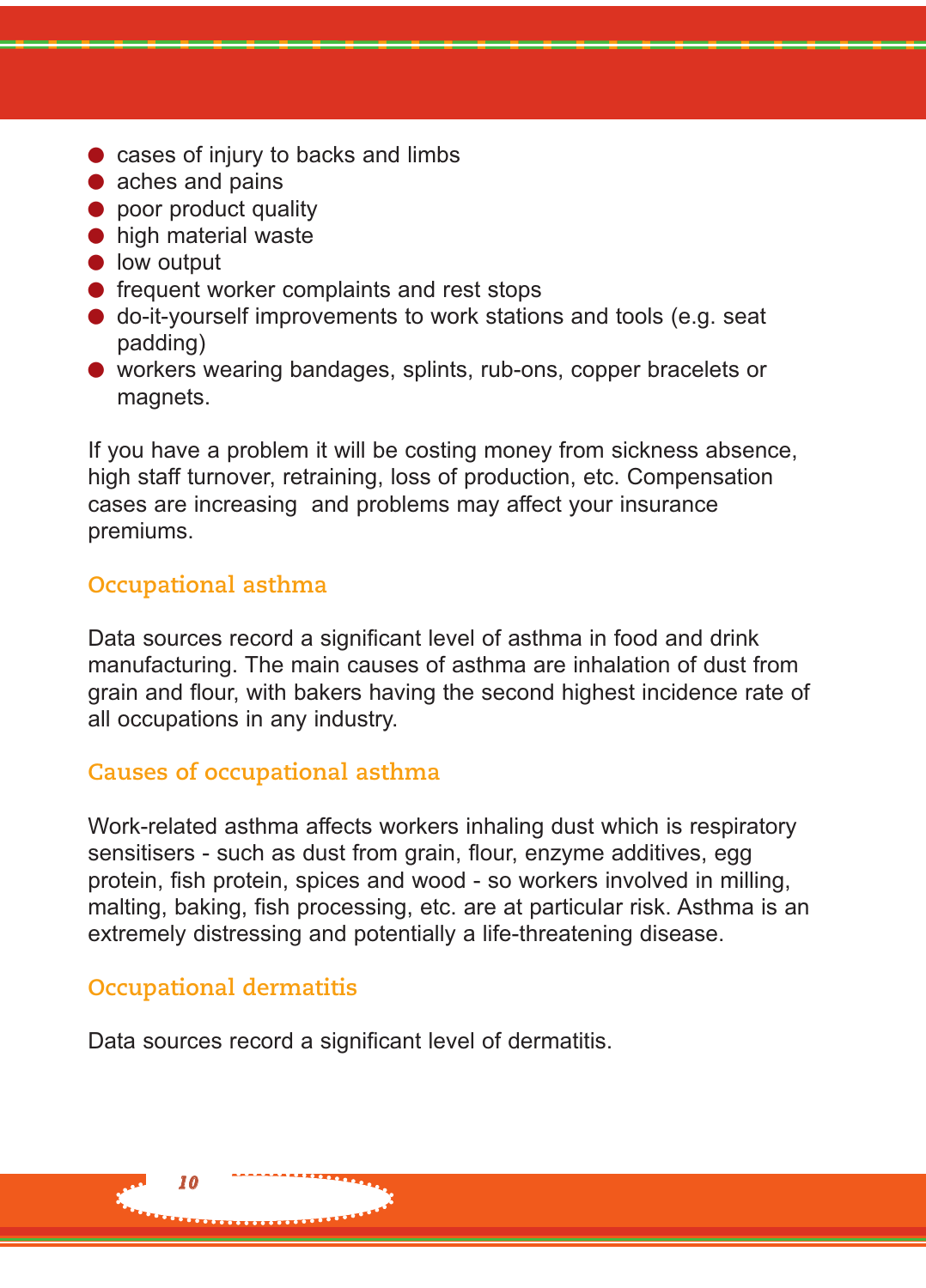- cases of injury to backs and limbs
- aches and pains
- poor product quality
- high material waste
- low output
- frequent worker complaints and rest stops
- do-it-yourself improvements to work stations and tools (e.g. seat padding)
- workers wearing bandages, splints, rub-ons, copper bracelets or magnets.

If you have a problem it will be costing money from sickness absence, high staff turnover, retraining, loss of production, etc. Compensation cases are increasing and problems may affect your insurance premiums.

## Occupational asthma

Data sources record a significant level of asthma in food and drink manufacturing. The main causes of asthma are inhalation of dust from grain and flour, with bakers having the second highest incidence rate of all occupations in any industry.

## Causes of occupational asthma

Work-related asthma affects workers inhaling dust which is respiratory sensitisers - such as dust from grain, flour, enzyme additives, egg protein, fish protein, spices and wood - so workers involved in milling, malting, baking, fish processing, etc. are at particular risk. Asthma is an extremely distressing and potentially a life-threatening disease.

## Occupational dermatitis

Data sources record a significant level of dermatitis.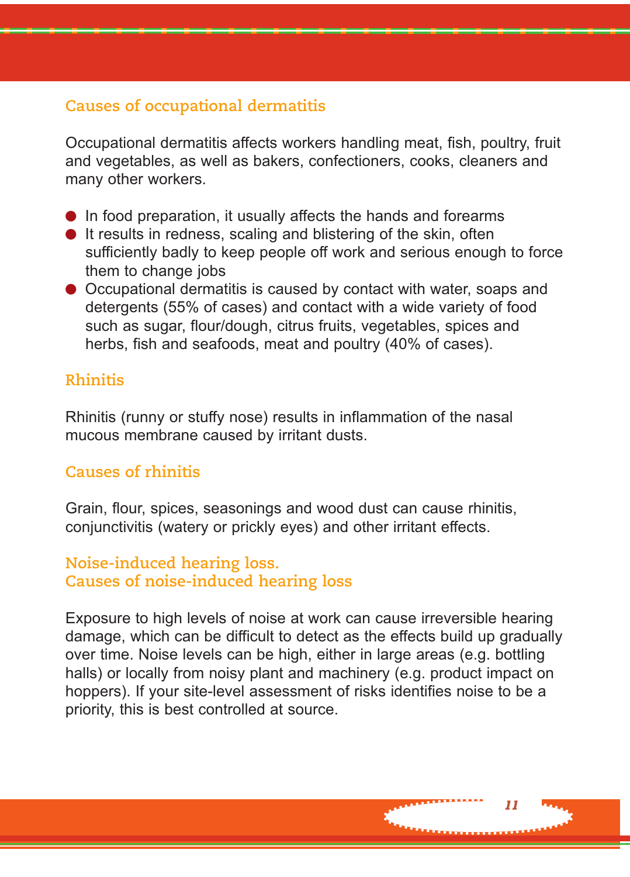## Causes of occupational dermatitis

Occupational dermatitis affects workers handling meat, fish, poultry, fruit and vegetables, as well as bakers, confectioners, cooks, cleaners and many other workers.

- In food preparation, it usually affects the hands and forearms
- It results in redness, scaling and blistering of the skin, often sufficiently badly to keep people off work and serious enough to force them to change jobs
- Occupational dermatitis is caused by contact with water, soaps and detergents (55% of cases) and contact with a wide variety of food such as sugar, flour/dough, citrus fruits, vegetables, spices and herbs, fish and seafoods, meat and poultry (40% of cases).

## Rhinitis

Rhinitis (runny or stuffy nose) results in inflammation of the nasal mucous membrane caused by irritant dusts.

## Causes of rhinitis

Grain, flour, spices, seasonings and wood dust can cause rhinitis, conjunctivitis (watery or prickly eyes) and other irritant effects.

## Noise-induced hearing loss.
## Causes of noise-induced hearing loss

Exposure to high levels of noise at work can cause irreversible hearing damage, which can be difficult to detect as the effects build up gradually over time. Noise levels can be high, either in large areas (e.g. bottling halls) or locally from noisy plant and machinery (e.g. product impact on hoppers). If your site-level assessment of risks identifies noise to be a priority, this is best controlled at source.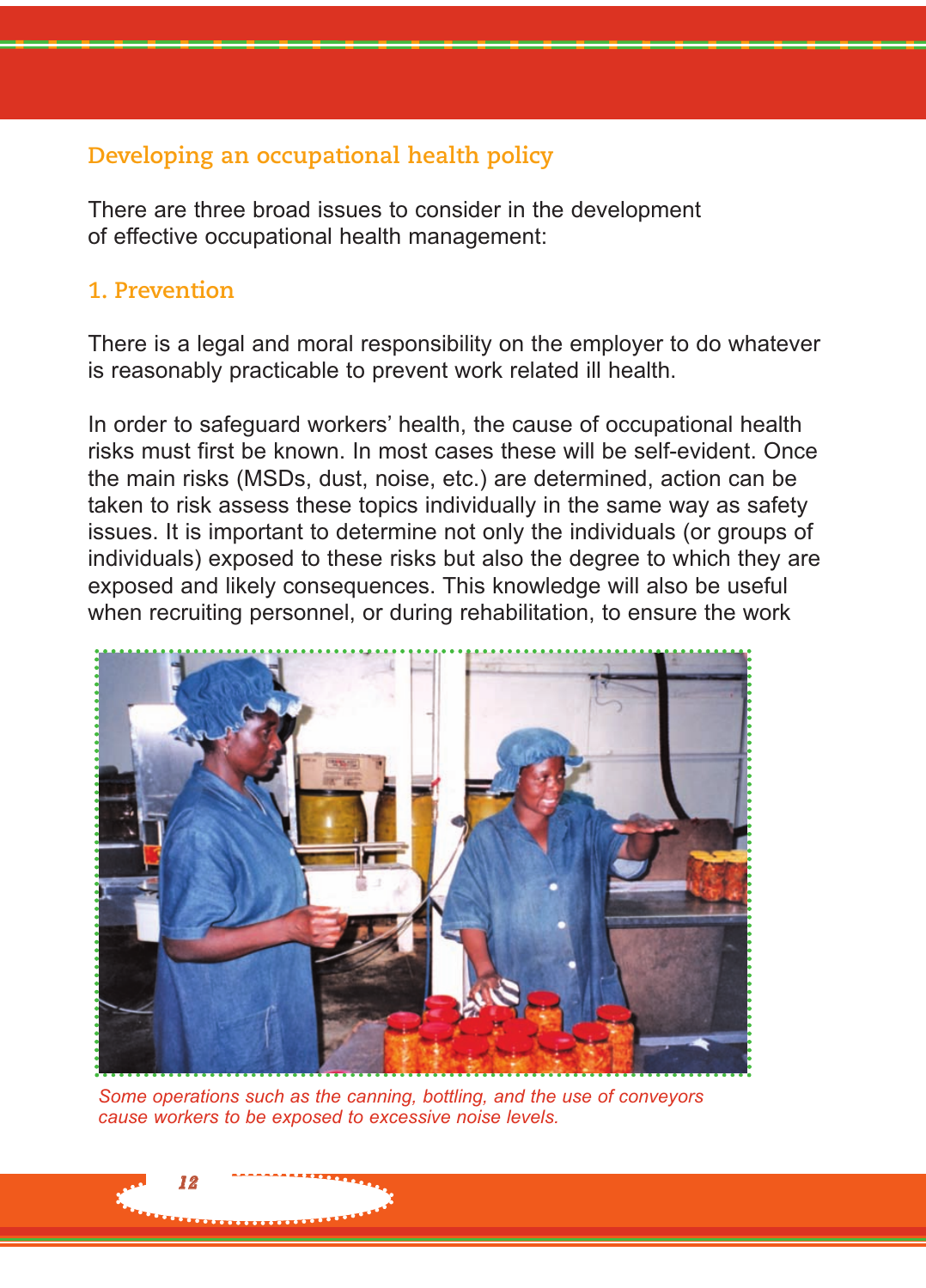## Developing an occupational health policy

There are three broad issues to consider in the development of effective occupational health management:

### 1. Prevention

There is a legal and moral responsibility on the employer to do whatever is reasonably practicable to prevent work related ill health.

In order to safeguard workers' health, the cause of occupational health risks must first be known. In most cases these will be self-evident. Once the main risks (MSDs, dust, noise, etc.) are determined, action can be taken to risk assess these topics individually in the same way as safety issues. It is important to determine not only the individuals (or groups of individuals) exposed to these risks but also the degree to which they are exposed and likely consequences. This knowledge will also be useful when recruiting personnel, or during rehabilitation, to ensure the work

*Some operations such as the canning, bottling, and the use of conveyors cause workers to be exposed to excessive noise levels.*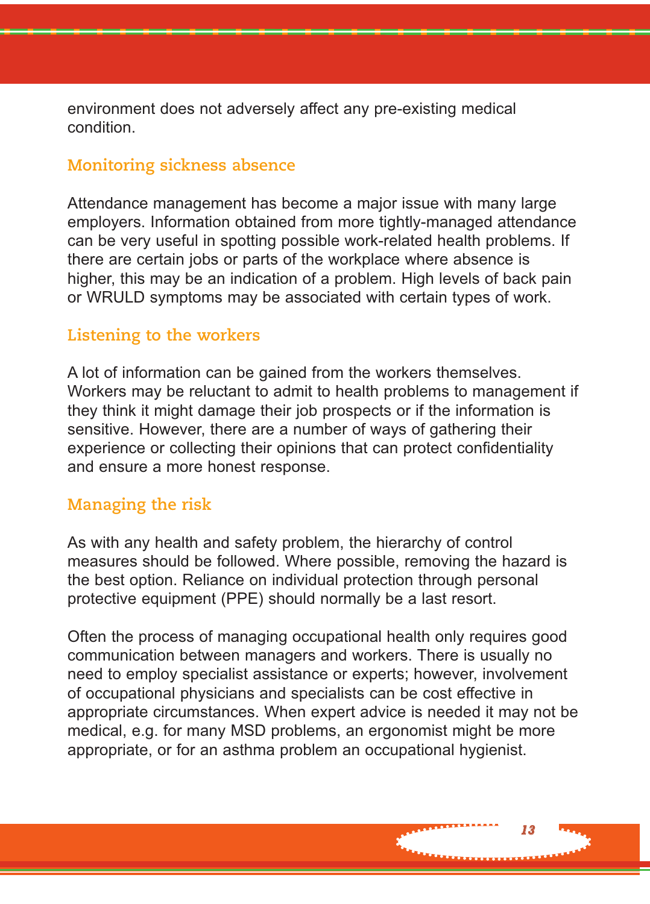environment does not adversely affect any pre-existing medical condition.

## Monitoring sickness absence

Attendance management has become a major issue with many large employers. Information obtained from more tightly-managed attendance can be very useful in spotting possible work-related health problems. If there are certain jobs or parts of the workplace where absence is higher, this may be an indication of a problem. High levels of back pain or WRULD symptoms may be associated with certain types of work.

## Listening to the workers

A lot of information can be gained from the workers themselves. Workers may be reluctant to admit to health problems to management if they think it might damage their job prospects or if the information is sensitive. However, there are a number of ways of gathering their experience or collecting their opinions that can protect confidentiality and ensure a more honest response.

## Managing the risk

As with any health and safety problem, the hierarchy of control measures should be followed. Where possible, removing the hazard is the best option. Reliance on individual protection through personal protective equipment (PPE) should normally be a last resort.

Often the process of managing occupational health only requires good communication between managers and workers. There is usually no need to employ specialist assistance or experts; however, involvement of occupational physicians and specialists can be cost effective in appropriate circumstances. When expert advice is needed it may not be medical, e.g. for many MSD problems, an ergonomist might be more appropriate, or for an asthma problem an occupational hygienist.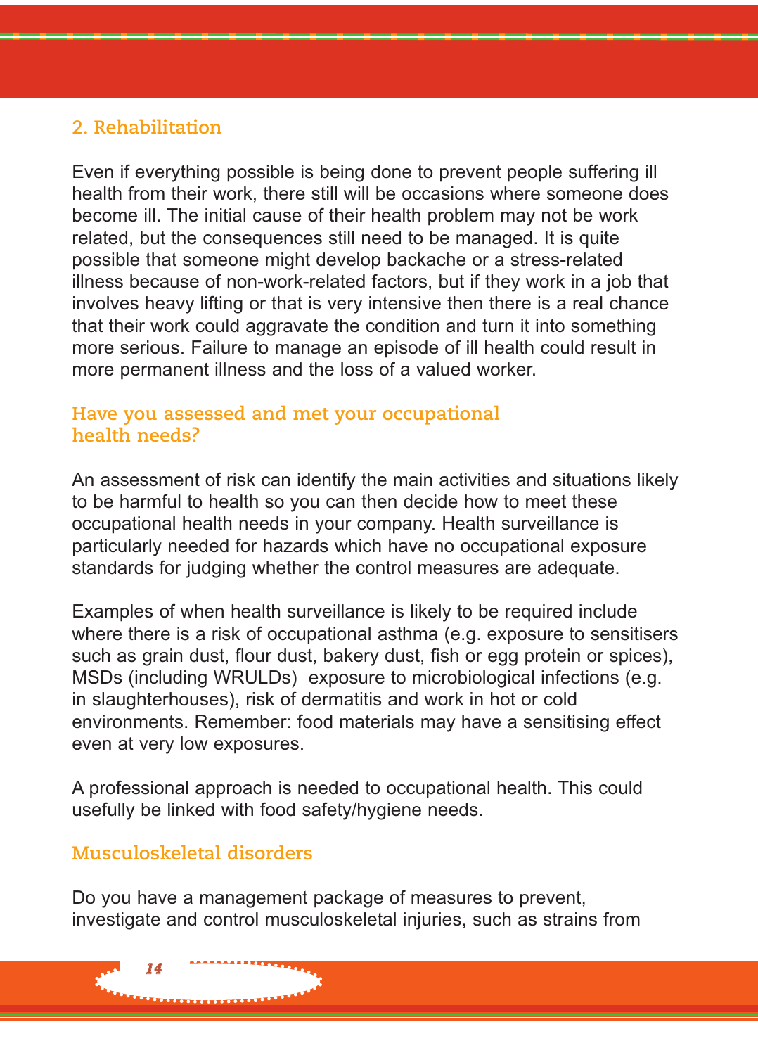## 2. Rehabilitation

Even if everything possible is being done to prevent people suffering ill health from their work, there still will be occasions where someone does become ill. The initial cause of their health problem may not be work related, but the consequences still need to be managed. It is quite possible that someone might develop backache or a stress-related illness because of non-work-related factors, but if they work in a job that involves heavy lifting or that is very intensive then there is a real chance that their work could aggravate the condition and turn it into something more serious. Failure to manage an episode of ill health could result in more permanent illness and the loss of a valued worker.

## Have you assessed and met your occupational health needs?

An assessment of risk can identify the main activities and situations likely to be harmful to health so you can then decide how to meet these occupational health needs in your company. Health surveillance is particularly needed for hazards which have no occupational exposure standards for judging whether the control measures are adequate.

Examples of when health surveillance is likely to be required include where there is a risk of occupational asthma (e.g. exposure to sensitisers such as grain dust, flour dust, bakery dust, fish or egg protein or spices), MSDs (including WRULDs)  exposure to microbiological infections (e.g. in slaughterhouses), risk of dermatitis and work in hot or cold environments. Remember: food materials may have a sensitising effect even at very low exposures.

A professional approach is needed to occupational health. This could usefully be linked with food safety/hygiene needs.

## Musculoskeletal disorders

Do you have a management package of measures to prevent, investigate and control musculoskeletal injuries, such as strains from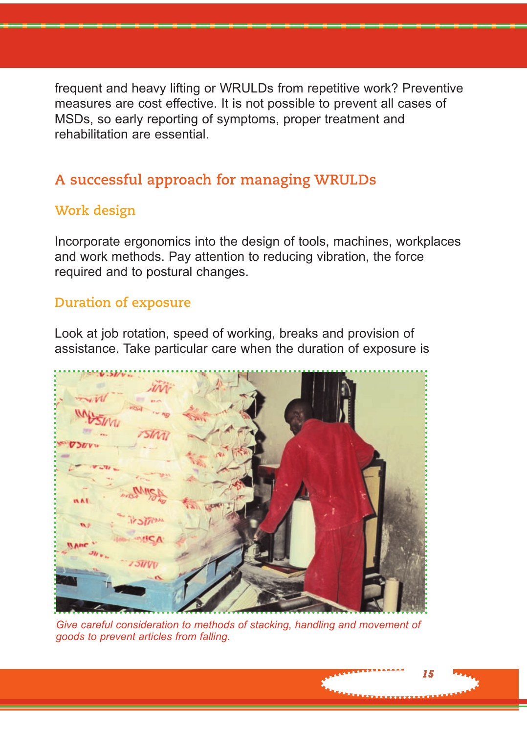frequent and heavy lifting or WRULDs from repetitive work? Preventive measures are cost effective. It is not possible to prevent all cases of MSDs, so early reporting of symptoms, proper treatment and rehabilitation are essential.

## A successful approach for managing WRULDs

### Work design

Incorporate ergonomics into the design of tools, machines, workplaces and work methods. Pay attention to reducing vibration, the force required and to postural changes.

### Duration of exposure

Look at job rotation, speed of working, breaks and provision of assistance. Take particular care when the duration of exposure is

*Give careful consideration to methods of stacking, handling and movement of goods to prevent articles from falling.*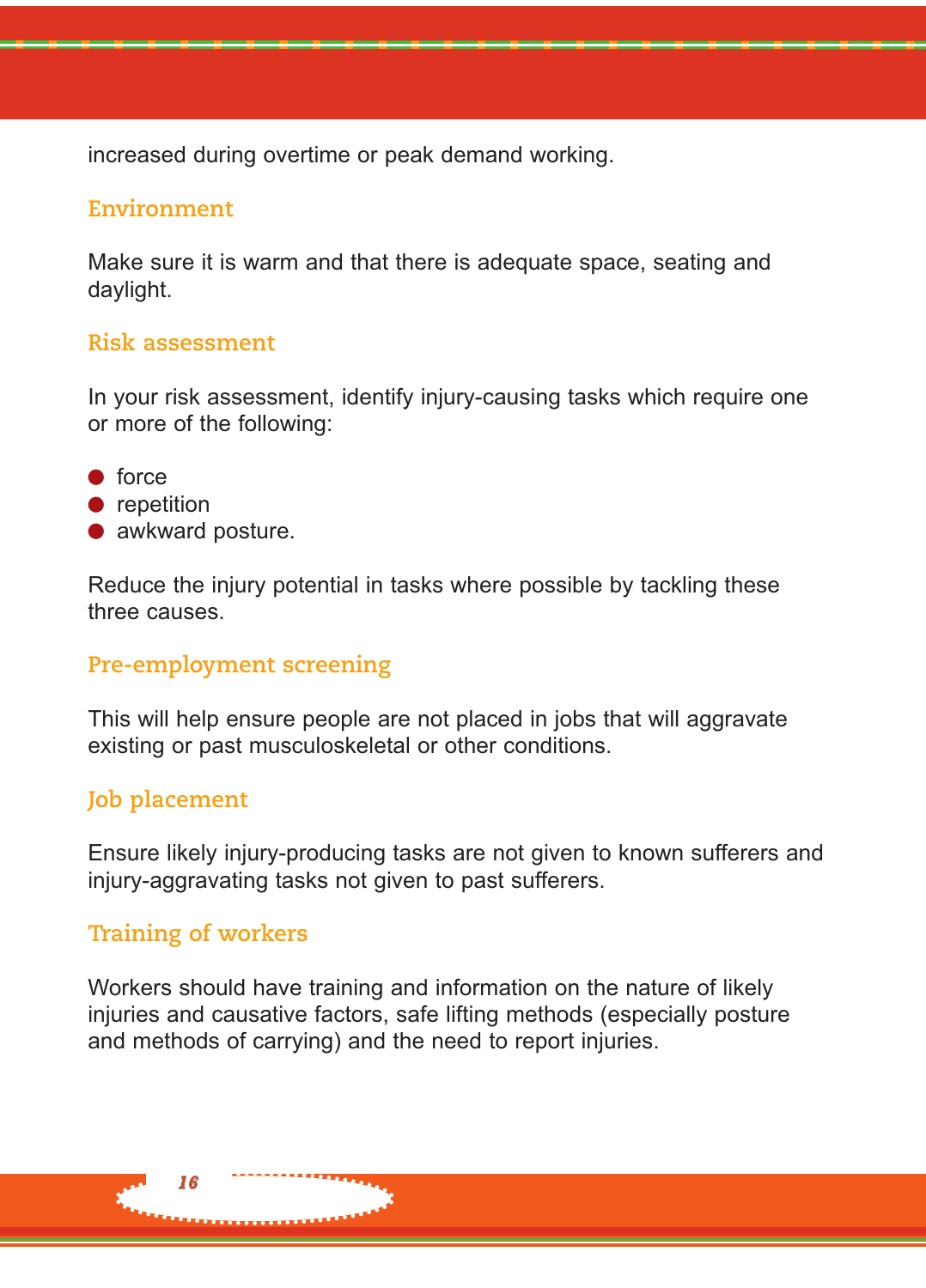increased during overtime or peak demand working.

## Environment

Make sure it is warm and that there is adequate space, seating and daylight.

## Risk assessment

In your risk assessment, identify injury-causing tasks which require one or more of the following:

- force
- repetition
- awkward posture.

Reduce the injury potential in tasks where possible by tackling these three causes.

## Pre-employment screening

This will help ensure people are not placed in jobs that will aggravate existing or past musculoskeletal or other conditions.

## Job placement

Ensure likely injury-producing tasks are not given to known sufferers and injury-aggravating tasks not given to past sufferers.

## Training of workers

Workers should have training and information on the nature of likely injuries and causative factors, safe lifting methods (especially posture and methods of carrying) and the need to report injuries.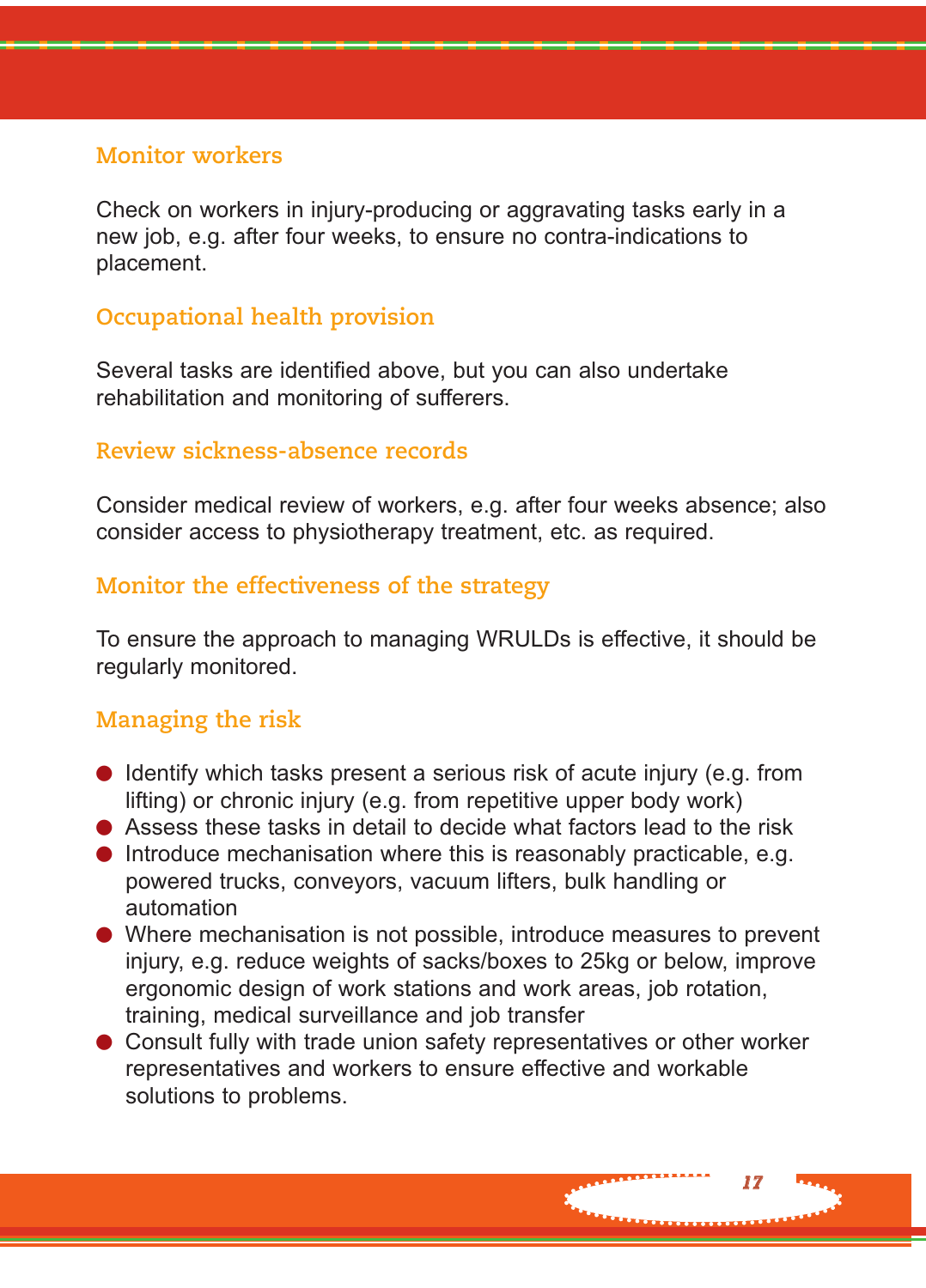### Monitor workers

Check on workers in injury-producing or aggravating tasks early in a new job, e.g. after four weeks, to ensure no contra-indications to placement.

### Occupational health provision

Several tasks are identified above, but you can also undertake rehabilitation and monitoring of sufferers.

### Review sickness-absence records

Consider medical review of workers, e.g. after four weeks absence; also consider access to physiotherapy treatment, etc. as required.

### Monitor the effectiveness of the strategy

To ensure the approach to managing WRULDs is effective, it should be regularly monitored.

### Managing the risk

- Identify which tasks present a serious risk of acute injury (e.g. from lifting) or chronic injury (e.g. from repetitive upper body work)
- Assess these tasks in detail to decide what factors lead to the risk
- Introduce mechanisation where this is reasonably practicable, e.g. powered trucks, conveyors, vacuum lifters, bulk handling or automation
- Where mechanisation is not possible, introduce measures to prevent injury, e.g. reduce weights of sacks/boxes to 25kg or below, improve ergonomic design of work stations and work areas, job rotation, training, medical surveillance and job transfer
- Consult fully with trade union safety representatives or other worker representatives and workers to ensure effective and workable solutions to problems.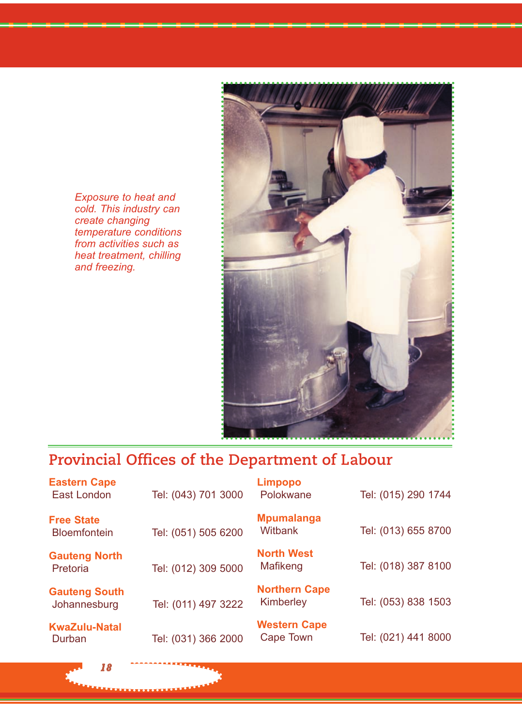*Exposure to heat and cold. This industry can create changing temperature conditions from activities such as heat treatment, chilling and freezing.*

## Provincial Offices of the Department of Labour

| Province | Office | Telephone |
|---|---|---|
| **Eastern Cape** | East London | Tel: (043) 701 3000 |
| **Free State** | Bloemfontein | Tel: (051) 505 6200 |
| **Gauteng North** | Pretoria | Tel: (012) 309 5000 |
| **Gauteng South** | Johannesburg | Tel: (011) 497 3222 |
| **KwaZulu-Natal** | Durban | Tel: (031) 366 2000 |
| **Limpopo** | Polokwane | Tel: (015) 290 1744 |
| **Mpumalanga** | Witbank | Tel: (013) 655 8700 |
| **North West** | Mafikeng | Tel: (018) 387 8100 |
| **Northern Cape** | Kimberley | Tel: (053) 838 1503 |
| **Western Cape** | Cape Town | Tel: (021) 441 8000 |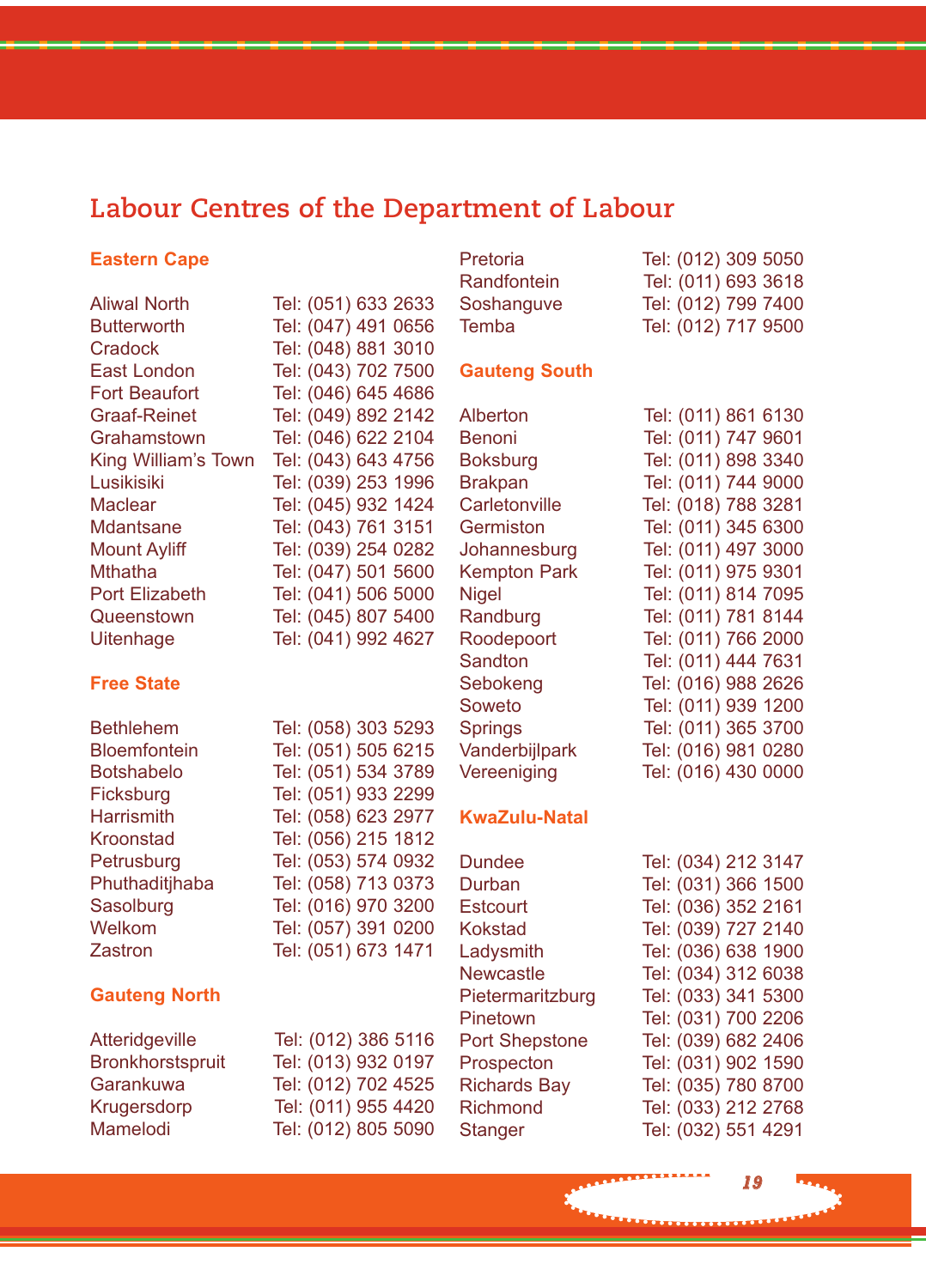# Labour Centres of the Department of Labour

### Eastern Cape

| | |
|---|---|
| Aliwal North | Tel: (051) 633 2633 |
| Butterworth | Tel: (047) 491 0656 |
| Cradock | Tel: (048) 881 3010 |
| East London | Tel: (043) 702 7500 |
| Fort Beaufort | Tel: (046) 645 4686 |
| Graaf-Reinet | Tel: (049) 892 2142 |
| Grahamstown | Tel: (046) 622 2104 |
| King William's Town | Tel: (043) 643 4756 |
| Lusikisiki | Tel: (039) 253 1996 |
| Maclear | Tel: (045) 932 1424 |
| Mdantsane | Tel: (043) 761 3151 |
| Mount Ayliff | Tel: (039) 254 0282 |
| Mthatha | Tel: (047) 501 5600 |
| Port Elizabeth | Tel: (041) 506 5000 |
| Queenstown | Tel: (045) 807 5400 |
| Uitenhage | Tel: (041) 992 4627 |

### Free State

| | |
|---|---|
| Bethlehem | Tel: (058) 303 5293 |
| Bloemfontein | Tel: (051) 505 6215 |
| Botshabelo | Tel: (051) 534 3789 |
| Ficksburg | Tel: (051) 933 2299 |
| Harrismith | Tel: (058) 623 2977 |
| Kroonstad | Tel: (056) 215 1812 |
| Petrusburg | Tel: (053) 574 0932 |
| Phuthaditjhaba | Tel: (058) 713 0373 |
| Sasolburg | Tel: (016) 970 3200 |
| Welkom | Tel: (057) 391 0200 |
| Zastron | Tel: (051) 673 1471 |

### Gauteng North

| | |
|---|---|
| Atteridgeville | Tel: (012) 386 5116 |
| Bronkhorstspruit | Tel: (013) 932 0197 |
| Garankuwa | Tel: (012) 702 4525 |
| Krugersdorp | Tel: (011) 955 4420 |
| Mamelodi | Tel: (012) 805 5090 |
| Pretoria | Tel: (012) 309 5050 |
| Randfontein | Tel: (011) 693 3618 |
| Soshanguve | Tel: (012) 799 7400 |
| Temba | Tel: (012) 717 9500 |

### Gauteng South

| | |
|---|---|
| Alberton | Tel: (011) 861 6130 |
| Benoni | Tel: (011) 747 9601 |
| Boksburg | Tel: (011) 898 3340 |
| Brakpan | Tel: (011) 744 9000 |
| Carletonville | Tel: (018) 788 3281 |
| Germiston | Tel: (011) 345 6300 |
| Johannesburg | Tel: (011) 497 3000 |
| Kempton Park | Tel: (011) 975 9301 |
| Nigel | Tel: (011) 814 7095 |
| Randburg | Tel: (011) 781 8144 |
| Roodepoort | Tel: (011) 766 2000 |
| Sandton | Tel: (011) 444 7631 |
| Sebokeng | Tel: (016) 988 2626 |
| Soweto | Tel: (011) 939 1200 |
| Springs | Tel: (011) 365 3700 |
| Vanderbijlpark | Tel: (016) 981 0280 |
| Vereeniging | Tel: (016) 430 0000 |

### KwaZulu-Natal

| | |
|---|---|
| Dundee | Tel: (034) 212 3147 |
| Durban | Tel: (031) 366 1500 |
| Estcourt | Tel: (036) 352 2161 |
| Kokstad | Tel: (039) 727 2140 |
| Ladysmith | Tel: (036) 638 1900 |
| Newcastle | Tel: (034) 312 6038 |
| Pietermaritzburg | Tel: (033) 341 5300 |
| Pinetown | Tel: (031) 700 2206 |
| Port Shepstone | Tel: (039) 682 2406 |
| Prospecton | Tel: (031) 902 1590 |
| Richards Bay | Tel: (035) 780 8700 |
| Richmond | Tel: (033) 212 2768 |
| Stanger | Tel: (032) 551 4291 |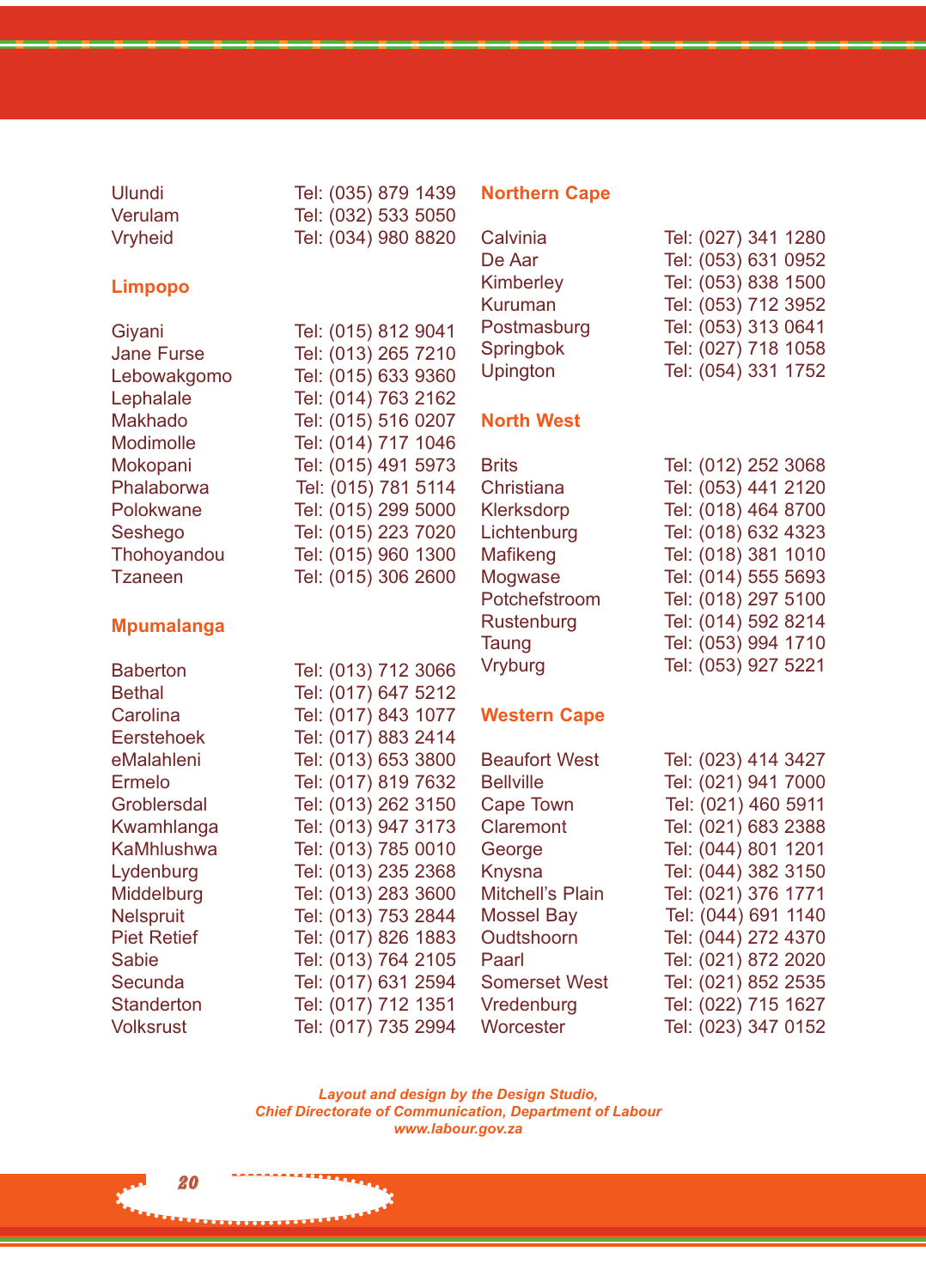| | |
|---|---|
| Ulundi | Tel: (035) 879 1439 |
| Verulam | Tel: (032) 533 5050 |
| Vryheid | Tel: (034) 980 8820 |

## Limpopo

| | |
|---|---|
| Giyani | Tel: (015) 812 9041 |
| Jane Furse | Tel: (013) 265 7210 |
| Lebowakgomo | Tel: (015) 633 9360 |
| Lephalale | Tel: (014) 763 2162 |
| Makhado | Tel: (015) 516 0207 |
| Modimolle | Tel: (014) 717 1046 |
| Mokopani | Tel: (015) 491 5973 |
| Phalaborwa | Tel: (015) 781 5114 |
| Polokwane | Tel: (015) 299 5000 |
| Seshego | Tel: (015) 223 7020 |
| Thohoyandou | Tel: (015) 960 1300 |
| Tzaneen | Tel: (015) 306 2600 |

## Mpumalanga

| | |
|---|---|
| Baberton | Tel: (013) 712 3066 |
| Bethal | Tel: (017) 647 5212 |
| Carolina | Tel: (017) 843 1077 |
| Eerstehoek | Tel: (017) 883 2414 |
| eMalahleni | Tel: (013) 653 3800 |
| Ermelo | Tel: (017) 819 7632 |
| Groblersdal | Tel: (013) 262 3150 |
| Kwamhlanga | Tel: (013) 947 3173 |
| KaMhlushwa | Tel: (013) 785 0010 |
| Lydenburg | Tel: (013) 235 2368 |
| Middelburg | Tel: (013) 283 3600 |
| Nelspruit | Tel: (013) 753 2844 |
| Piet Retief | Tel: (017) 826 1883 |
| Sabie | Tel: (013) 764 2105 |
| Secunda | Tel: (017) 631 2594 |
| Standerton | Tel: (017) 712 1351 |
| Volksrust | Tel: (017) 735 2994 |

## Northern Cape

| | |
|---|---|
| Calvinia | Tel: (027) 341 1280 |
| De Aar | Tel: (053) 631 0952 |
| Kimberley | Tel: (053) 838 1500 |
| Kuruman | Tel: (053) 712 3952 |
| Postmasburg | Tel: (053) 313 0641 |
| Springbok | Tel: (027) 718 1058 |
| Upington | Tel: (054) 331 1752 |

## North West

| | |
|---|---|
| Brits | Tel: (012) 252 3068 |
| Christiana | Tel: (053) 441 2120 |
| Klerksdorp | Tel: (018) 464 8700 |
| Lichtenburg | Tel: (018) 632 4323 |
| Mafikeng | Tel: (018) 381 1010 |
| Mogwase | Tel: (014) 555 5693 |
| Potchefstroom | Tel: (018) 297 5100 |
| Rustenburg | Tel: (014) 592 8214 |
| Taung | Tel: (053) 994 1710 |
| Vryburg | Tel: (053) 927 5221 |

## Western Cape

| | |
|---|---|
| Beaufort West | Tel: (023) 414 3427 |
| Bellville | Tel: (021) 941 7000 |
| Cape Town | Tel: (021) 460 5911 |
| Claremont | Tel: (021) 683 2388 |
| George | Tel: (044) 801 1201 |
| Knysna | Tel: (044) 382 3150 |
| Mitchell's Plain | Tel: (021) 376 1771 |
| Mossel Bay | Tel: (044) 691 1140 |
| Oudtshoorn | Tel: (044) 272 4370 |
| Paarl | Tel: (021) 872 2020 |
| Somerset West | Tel: (021) 852 2535 |
| Vredenburg | Tel: (022) 715 1627 |
| Worcester | Tel: (023) 347 0152 |

*Layout and design by the Design Studio,*
*Chief Directorate of Communication, Department of Labour*
*www.labour.gov.za*